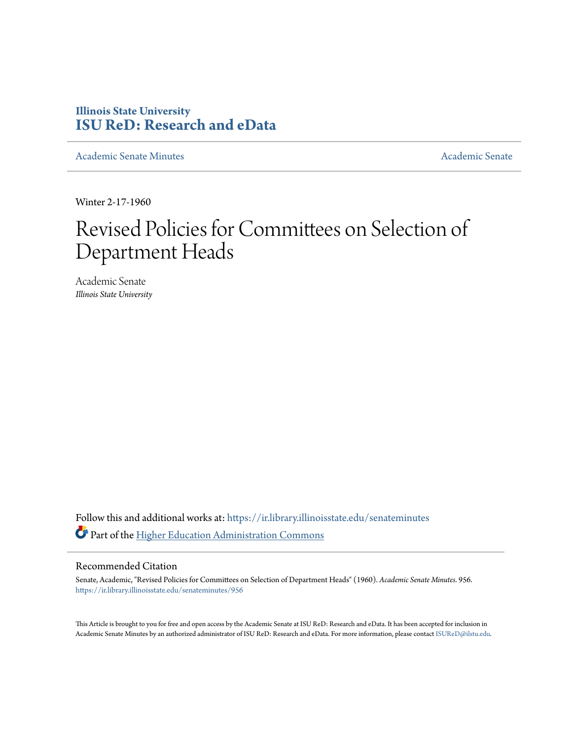Illinois State University

# ISU ReD: Research and eData

Academic Senate Minutes

Academic Senate

Winter 2-17-1960

# Revised Policies for Committees on Selection of Department Heads

Academic Senate
*Illinois State University*

Follow this and additional works at: https://ir.library.illinoisstate.edu/senateminutes

Part of the Higher Education Administration Commons

## Recommended Citation

Senate, Academic, "Revised Policies for Committees on Selection of Department Heads" (1960). *Academic Senate Minutes*. 956.
https://ir.library.illinoisstate.edu/senateminutes/956

This Article is brought to you for free and open access by the Academic Senate at ISU ReD: Research and eData. It has been accepted for inclusion in Academic Senate Minutes by an authorized administrator of ISU ReD: Research and eData. For more information, please contact ISUReD@ilstu.edu.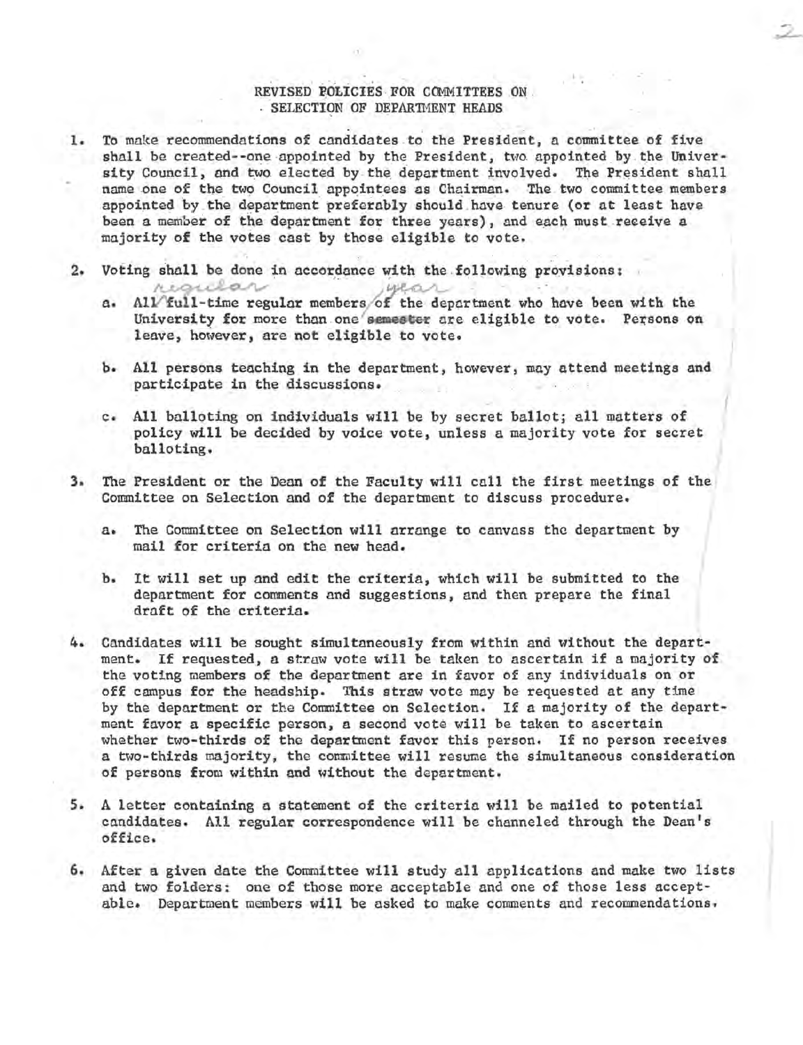# REVISED POLICIES FOR COMMITTEES ON SELECTION OF DEPARTMENT HEADS

1. To make recommendations of candidates to the President, a committee of five shall be created--one appointed by the President, two appointed by the University Council, and two elected by the department involved. The President shall name one of the two Council appointees as Chairman. The two committee members appointed by the department preferably should have tenure (or at least have been a member of the department for three years), and each must receive a majority of the votes cast by those eligible to vote.

2. Voting shall be done in accordance with the following provisions:

   a. All regular full-time regular members of the department who have been with the University for more than one ~~semester~~ year are eligible to vote. Persons on leave, however, are not eligible to vote.

   b. All persons teaching in the department, however, may attend meetings and participate in the discussions.

   c. All balloting on individuals will be by secret ballot; all matters of policy will be decided by voice vote, unless a majority vote for secret balloting.

3. The President or the Dean of the Faculty will call the first meetings of the Committee on Selection and of the department to discuss procedure.

   a. The Committee on Selection will arrange to canvass the department by mail for criteria on the new head.

   b. It will set up and edit the criteria, which will be submitted to the department for comments and suggestions, and then prepare the final draft of the criteria.

4. Candidates will be sought simultaneously from within and without the department. If requested, a straw vote will be taken to ascertain if a majority of the voting members of the department are in favor of any individuals on or off campus for the headship. This straw vote may be requested at any time by the department or the Committee on Selection. If a majority of the department favor a specific person, a second vote will be taken to ascertain whether two-thirds of the department favor this person. If no person receives a two-thirds majority, the committee will resume the simultaneous consideration of persons from within and without the department.

5. A letter containing a statement of the criteria will be mailed to potential candidates. All regular correspondence will be channeled through the Dean's office.

6. After a given date the Committee will study all applications and make two lists and two folders: one of those more acceptable and one of those less acceptable. Department members will be asked to make comments and recommendations.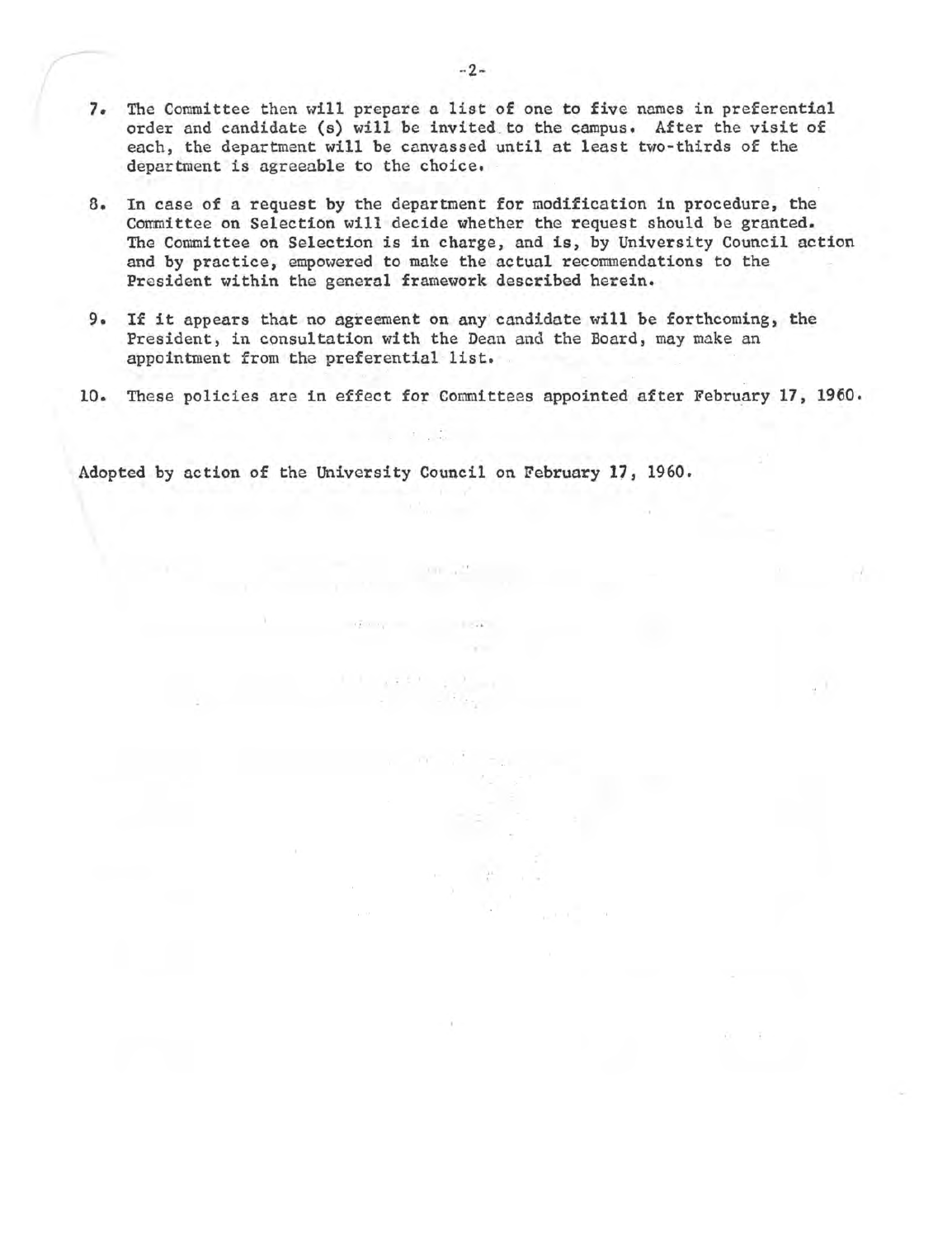7. The Committee then will prepare a list of one to five names in preferential order and candidate (s) will be invited to the campus. After the visit of each, the department will be canvassed until at least two-thirds of the department is agreeable to the choice.

8. In case of a request by the department for modification in procedure, the Committee on Selection will decide whether the request should be granted. The Committee on Selection is in charge, and is, by University Council action and by practice, empowered to make the actual recommendations to the President within the general framework described herein.

9. If it appears that no agreement on any candidate will be forthcoming, the President, in consultation with the Dean and the Board, may make an appointment from the preferential list.

10. These policies are in effect for Committees appointed after February 17, 1960.

Adopted by action of the University Council on February 17, 1960.